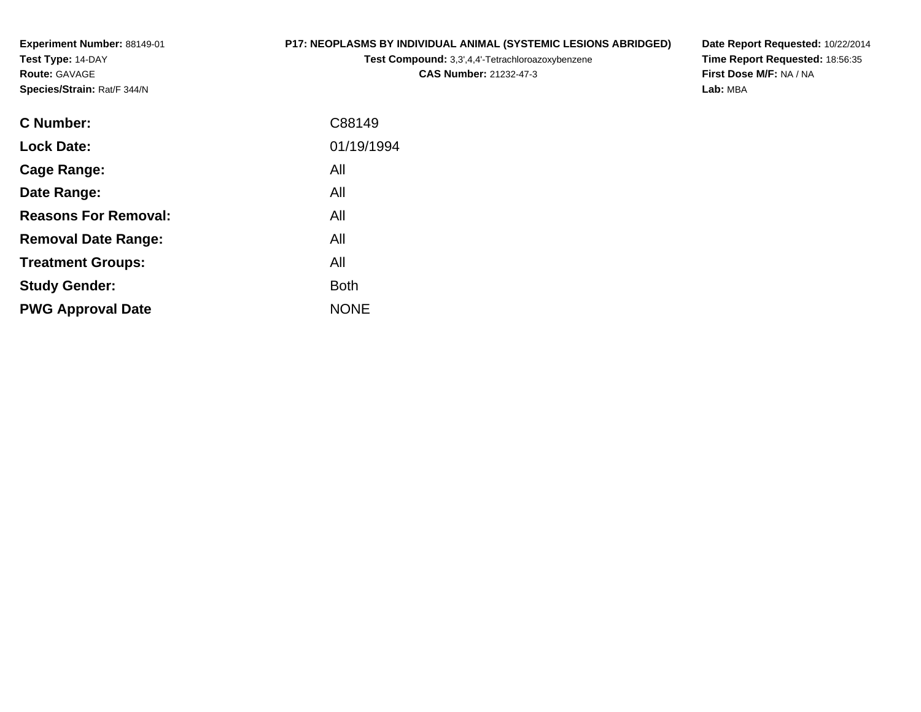**Experiment Number:** 88149-01
**Test Type:** 14-DAY
**Route:** GAVAGE
**Species/Strain:** Rat/F 344/N

**P17: NEOPLASMS BY INDIVIDUAL ANIMAL (SYSTEMIC LESIONS ABRIDGED)**
**Test Compound:** 3,3',4,4'-Tetrachloroazoxybenzene
**CAS Number:** 21232-47-3

**Date Report Requested:** 10/22/2014
**Time Report Requested:** 18:56:35
**First Dose M/F:** NA / NA
**Lab:** MBA

| | |
|---|---|
| **C Number:** | C88149 |
| **Lock Date:** | 01/19/1994 |
| **Cage Range:** | All |
| **Date Range:** | All |
| **Reasons For Removal:** | All |
| **Removal Date Range:** | All |
| **Treatment Groups:** | All |
| **Study Gender:** | Both |
| **PWG Approval Date** | NONE |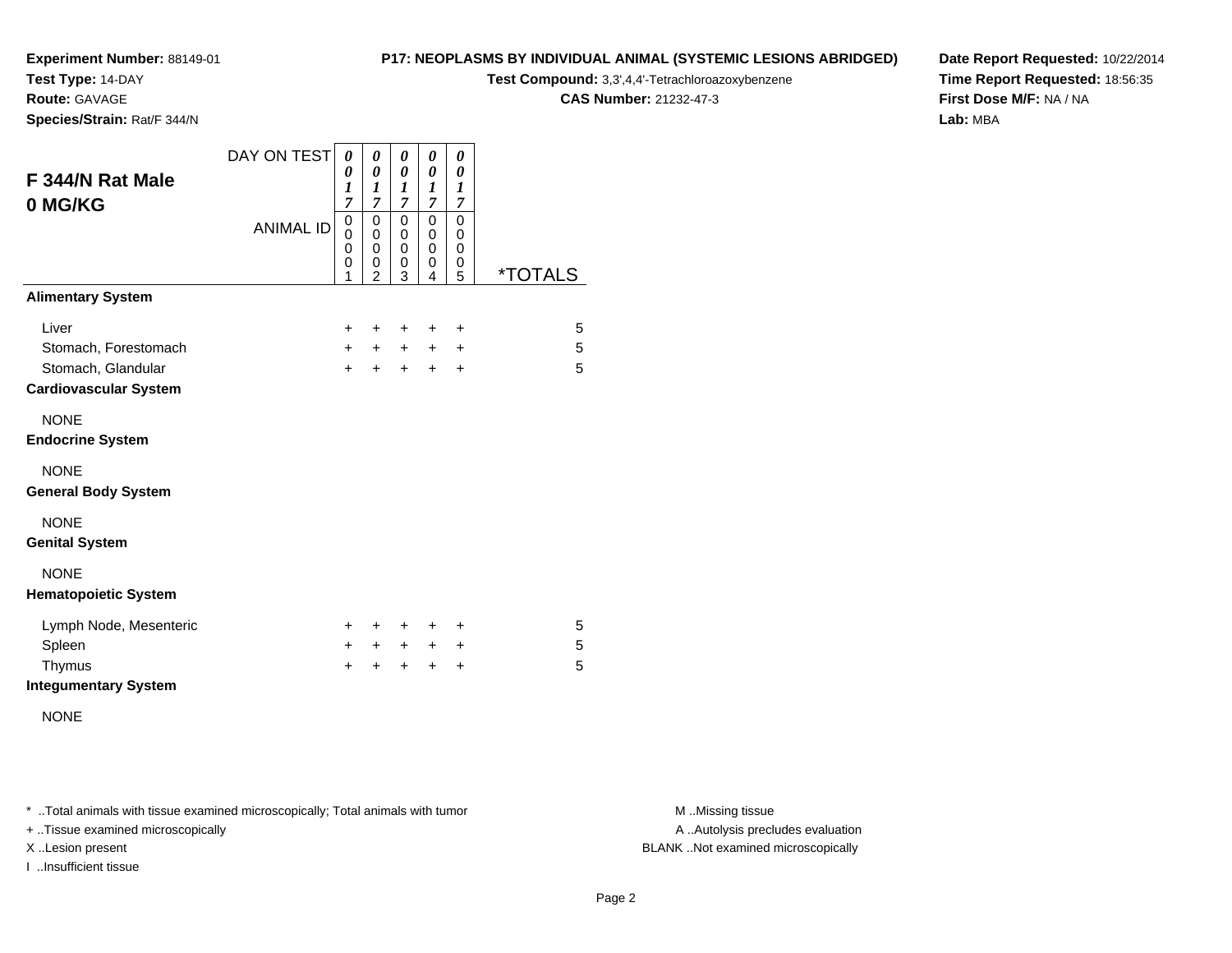**Experiment Number:** 88149-01
**Test Type:** 14-DAY
**Route:** GAVAGE
**Species/Strain:** Rat/F 344/N

**P17: NEOPLASMS BY INDIVIDUAL ANIMAL (SYSTEMIC LESIONS ABRIDGED)**
**Test Compound:** 3,3',4,4'-Tetrachloroazoxybenzene
**CAS Number:** 21232-47-3

**Date Report Requested:** 10/22/2014
**Time Report Requested:** 18:56:35
**First Dose M/F:** NA / NA
**Lab:** MBA

## F 344/N Rat Male
## 0 MG/KG

| DAY ON TEST | 0017 | 0017 | 0017 | 0017 | 0017 | |
|---|---|---|---|---|---|---|
| ANIMAL ID | 00001 | 00002 | 00003 | 00004 | 00005 | *TOTALS |
| **Alimentary System** | | | | | | |
| Liver | + | + | + | + | + | 5 |
| Stomach, Forestomach | + | + | + | + | + | 5 |
| Stomach, Glandular | + | + | + | + | + | 5 |
| **Cardiovascular System** | | | | | | |
| NONE | | | | | | |
| **Endocrine System** | | | | | | |
| NONE | | | | | | |
| **General Body System** | | | | | | |
| NONE | | | | | | |
| **Genital System** | | | | | | |
| NONE | | | | | | |
| **Hematopoietic System** | | | | | | |
| Lymph Node, Mesenteric | + | + | + | + | + | 5 |
| Spleen | + | + | + | + | + | 5 |
| Thymus | + | + | + | + | + | 5 |
| **Integumentary System** | | | | | | |
| NONE | | | | | | |

* ..Total animals with tissue examined microscopically; Total animals with tumor
+ ..Tissue examined microscopically
X ..Lesion present
I ..Insufficient tissue

M ..Missing tissue
A ..Autolysis precludes evaluation
BLANK ..Not examined microscopically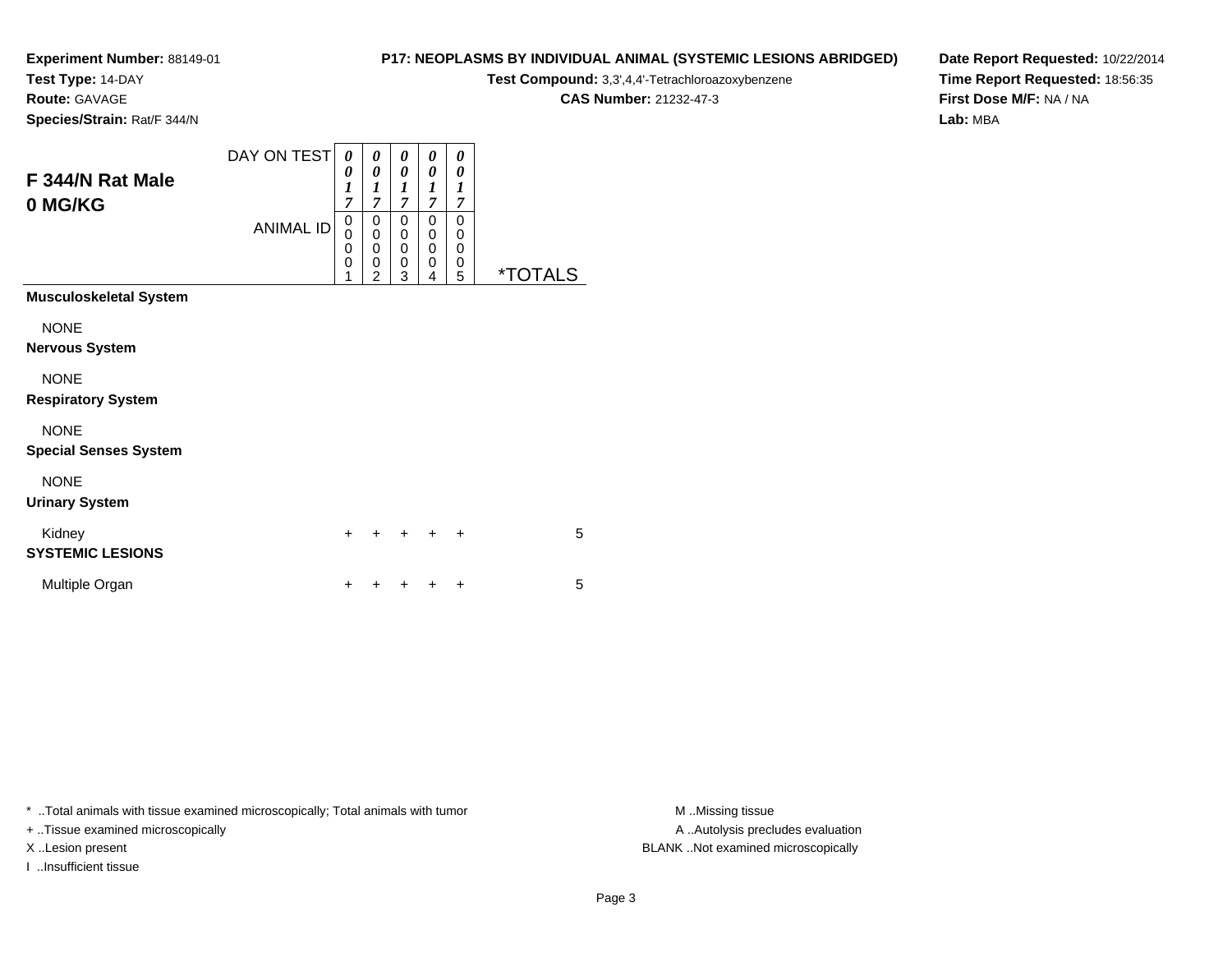**Experiment Number:** 88149-01
**Test Type:** 14-DAY
**Route:** GAVAGE
**Species/Strain:** Rat/F 344/N

**P17: NEOPLASMS BY INDIVIDUAL ANIMAL (SYSTEMIC LESIONS ABRIDGED)**
**Test Compound:** 3,3',4,4'-Tetrachloroazoxybenzene
**CAS Number:** 21232-47-3

**Date Report Requested:** 10/22/2014
**Time Report Requested:** 18:56:35
**First Dose M/F:** NA / NA
**Lab:** MBA

## F 344/N Rat Male 0 MG/KG

| DAY ON TEST | 0017 | 0017 | 0017 | 0017 | 0017 | |
|---|---|---|---|---|---|---|
| ANIMAL ID | 00001 | 00002 | 00003 | 00004 | 00005 | *TOTALS |
| **Musculoskeletal System** | | | | | | |
| NONE | | | | | | |
| **Nervous System** | | | | | | |
| NONE | | | | | | |
| **Respiratory System** | | | | | | |
| NONE | | | | | | |
| **Special Senses System** | | | | | | |
| NONE | | | | | | |
| **Urinary System** | | | | | | |
| Kidney | + | + | + | + | + | 5 |
| **SYSTEMIC LESIONS** | | | | | | |
| Multiple Organ | + | + | + | + | + | 5 |

* ..Total animals with tissue examined microscopically; Total animals with tumor
+ ..Tissue examined microscopically
X ..Lesion present
I ..Insufficient tissue

M ..Missing tissue
A ..Autolysis precludes evaluation
BLANK ..Not examined microscopically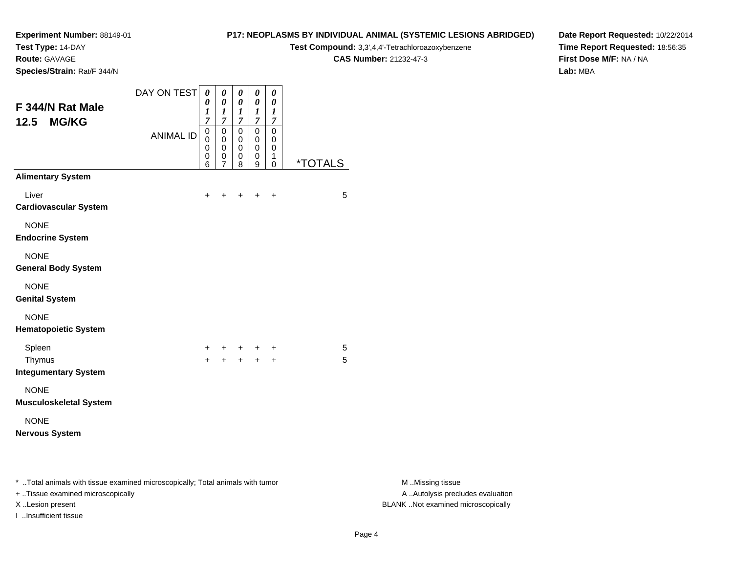**Experiment Number:** 88149-01
**Test Type:** 14-DAY
**Route:** GAVAGE
**Species/Strain:** Rat/F 344/N

**P17: NEOPLASMS BY INDIVIDUAL ANIMAL (SYSTEMIC LESIONS ABRIDGED)**
**Test Compound:** 3,3',4,4'-Tetrachloroazoxybenzene
**CAS Number:** 21232-47-3

**Date Report Requested:** 10/22/2014
**Time Report Requested:** 18:56:35
**First Dose M/F:** NA / NA
**Lab:** MBA

## F 344/N Rat Male
## 12.5 MG/KG

| DAY ON TEST | 0017 | 0017 | 0017 | 0017 | 0017 | |
|---|---|---|---|---|---|---|
| ANIMAL ID | 00006 | 00007 | 00008 | 00009 | 00010 | *TOTALS |
| **Alimentary System** | | | | | | |
| Liver | + | + | + | + | + | 5 |
| **Cardiovascular System** | | | | | | |
| NONE | | | | | | |
| **Endocrine System** | | | | | | |
| NONE | | | | | | |
| **General Body System** | | | | | | |
| NONE | | | | | | |
| **Genital System** | | | | | | |
| NONE | | | | | | |
| **Hematopoietic System** | | | | | | |
| Spleen | + | + | + | + | + | 5 |
| Thymus | + | + | + | + | + | 5 |
| **Integumentary System** | | | | | | |
| NONE | | | | | | |
| **Musculoskeletal System** | | | | | | |
| NONE | | | | | | |
| **Nervous System** | | | | | | |

* ..Total animals with tissue examined microscopically; Total animals with tumor
+ ..Tissue examined microscopically
X ..Lesion present
I ..Insufficient tissue

M ..Missing tissue
A ..Autolysis precludes evaluation
BLANK ..Not examined microscopically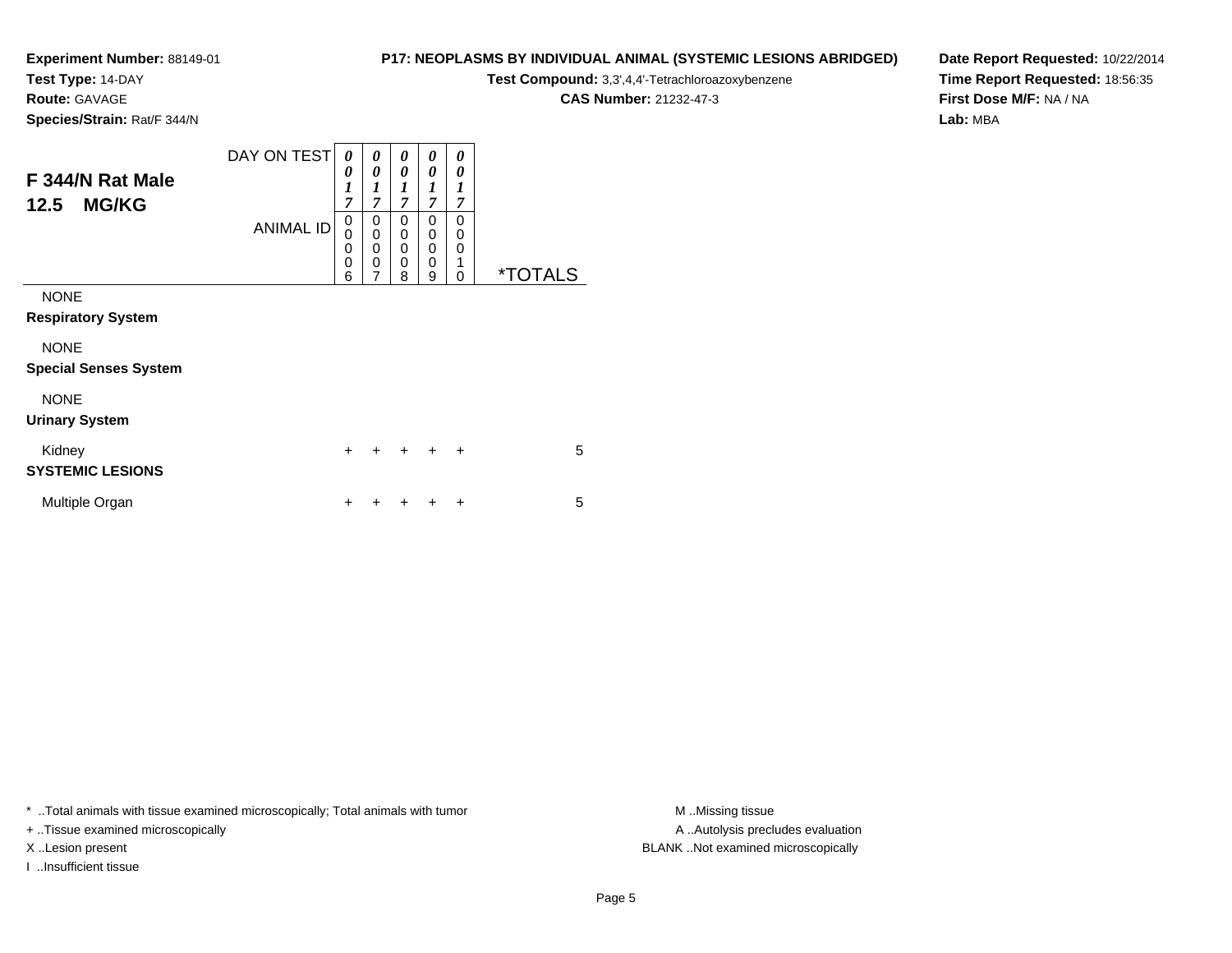**Experiment Number:** 88149-01
**Test Type:** 14-DAY
**Route:** GAVAGE
**Species/Strain:** Rat/F 344/N

**P17: NEOPLASMS BY INDIVIDUAL ANIMAL (SYSTEMIC LESIONS ABRIDGED)**
**Test Compound:** 3,3',4,4'-Tetrachloroazoxybenzene
**CAS Number:** 21232-47-3

**Date Report Requested:** 10/22/2014
**Time Report Requested:** 18:56:35
**First Dose M/F:** NA / NA
**Lab:** MBA

## F 344/N Rat Male
## 12.5 MG/KG

| DAY ON TEST | 0017 | 0017 | 0017 | 0017 | 0017 | |
|---|---|---|---|---|---|---|
| ANIMAL ID | 00006 | 00007 | 00008 | 00009 | 00010 | *TOTALS |
| NONE | | | | | | |
| **Respiratory System** | | | | | | |
| NONE | | | | | | |
| **Special Senses System** | | | | | | |
| NONE | | | | | | |
| **Urinary System** | | | | | | |
| Kidney | + | + | + | + | + | 5 |
| **SYSTEMIC LESIONS** | | | | | | |
| Multiple Organ | + | + | + | + | + | 5 |

* ..Total animals with tissue examined microscopically; Total animals with tumor
+ ..Tissue examined microscopically
X ..Lesion present
I ..Insufficient tissue

M ..Missing tissue
A ..Autolysis precludes evaluation
BLANK ..Not examined microscopically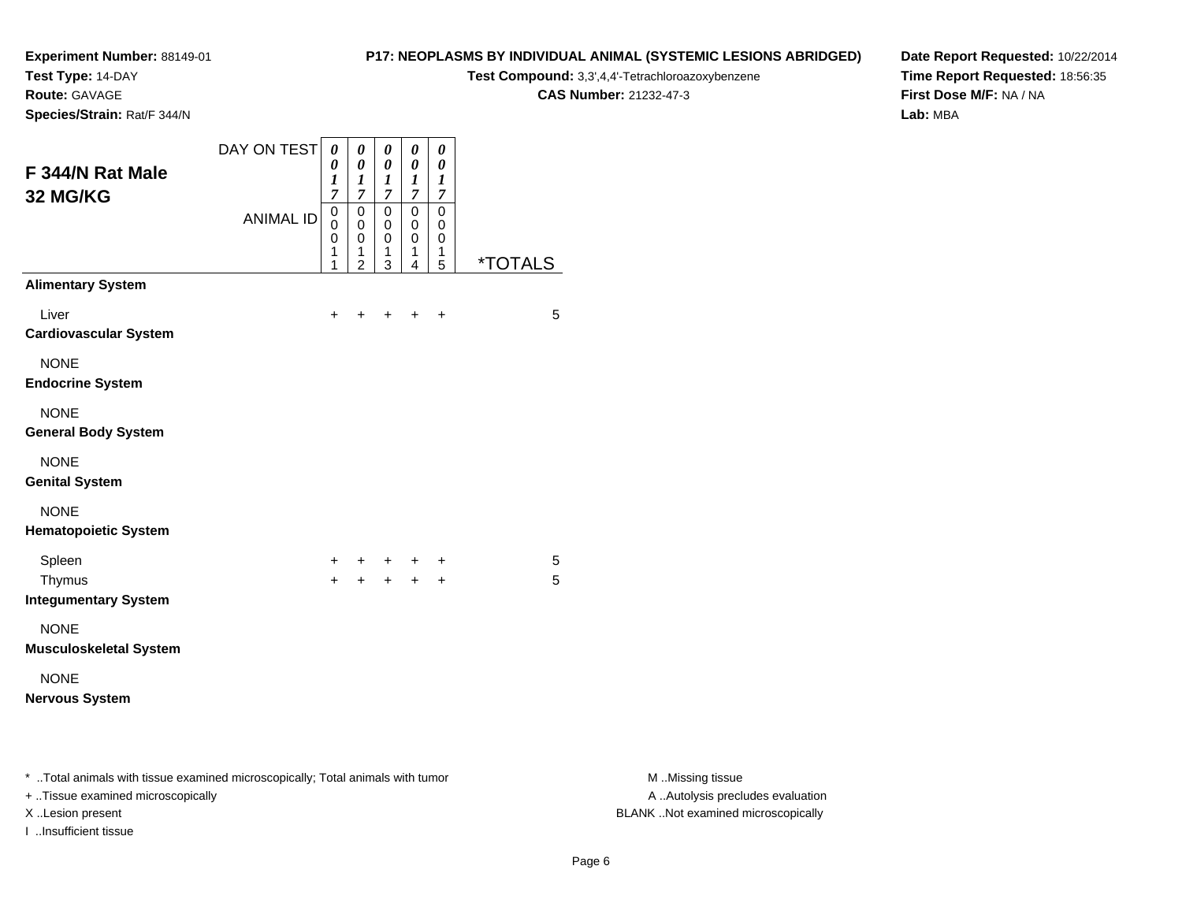**Experiment Number:** 88149-01
**Test Type:** 14-DAY
**Route:** GAVAGE
**Species/Strain:** Rat/F 344/N

**P17: NEOPLASMS BY INDIVIDUAL ANIMAL (SYSTEMIC LESIONS ABRIDGED)**
**Test Compound:** 3,3',4,4'-Tetrachloroazoxybenzene
**CAS Number:** 21232-47-3

**Date Report Requested:** 10/22/2014
**Time Report Requested:** 18:56:35
**First Dose M/F:** NA / NA
**Lab:** MBA

## F 344/N Rat Male
## 32 MG/KG

| DAY ON TEST | 0017 | 0017 | 0017 | 0017 | 0017 | |
|---|---|---|---|---|---|---|
| ANIMAL ID | 00011 | 00012 | 00013 | 00014 | 00015 | *TOTALS |
| **Alimentary System** | | | | | | |
| Liver | + | + | + | + | + | 5 |
| **Cardiovascular System** | | | | | | |
| NONE | | | | | | |
| **Endocrine System** | | | | | | |
| NONE | | | | | | |
| **General Body System** | | | | | | |
| NONE | | | | | | |
| **Genital System** | | | | | | |
| NONE | | | | | | |
| **Hematopoietic System** | | | | | | |
| Spleen | + | + | + | + | + | 5 |
| Thymus | + | + | + | + | + | 5 |
| **Integumentary System** | | | | | | |
| NONE | | | | | | |
| **Musculoskeletal System** | | | | | | |
| NONE | | | | | | |
| **Nervous System** | | | | | | |

* ..Total animals with tissue examined microscopically; Total animals with tumor
+ ..Tissue examined microscopically
X ..Lesion present
I ..Insufficient tissue

M ..Missing tissue
A ..Autolysis precludes evaluation
BLANK ..Not examined microscopically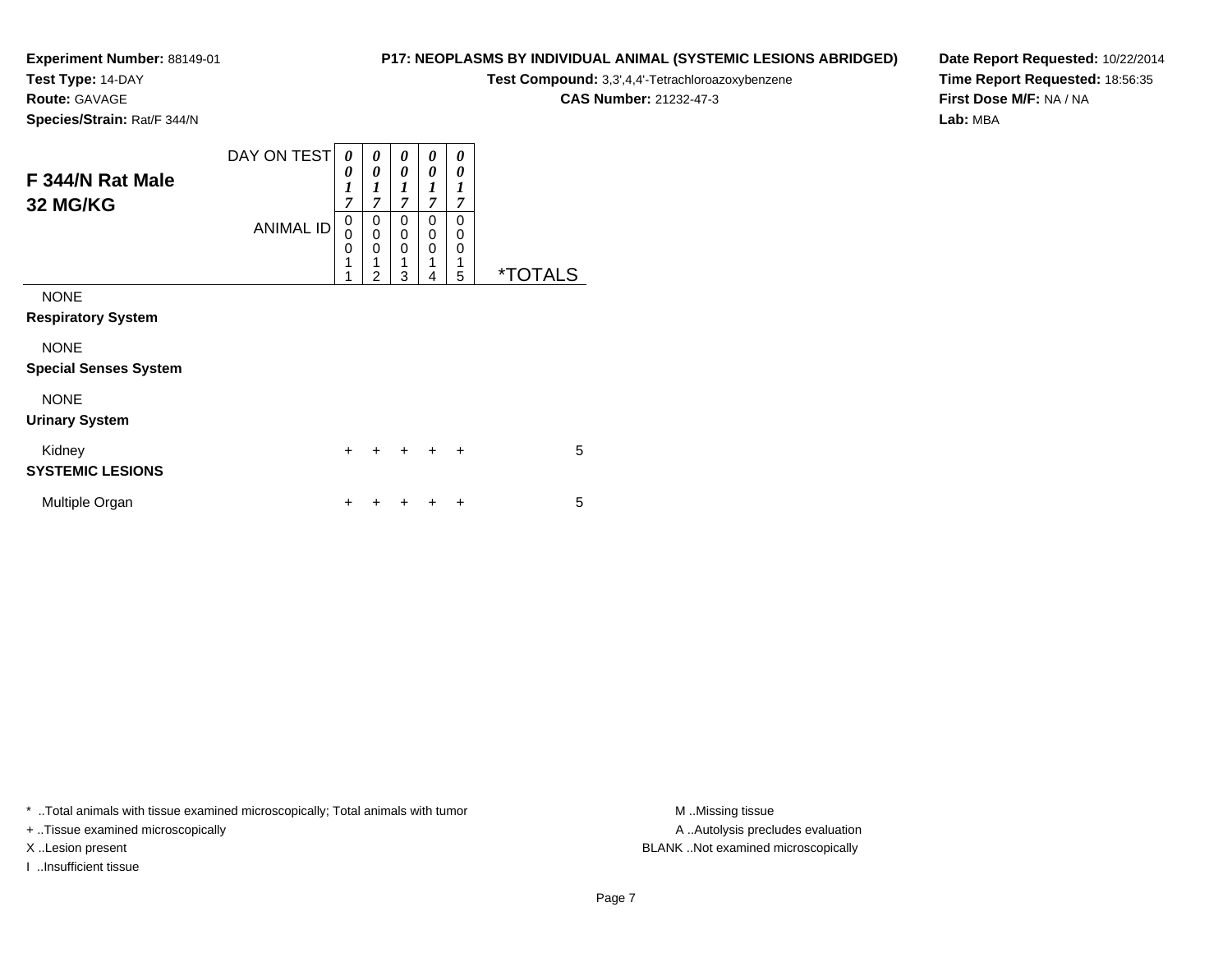**Experiment Number:** 88149-01
**Test Type:** 14-DAY
**Route:** GAVAGE
**Species/Strain:** Rat/F 344/N

**P17: NEOPLASMS BY INDIVIDUAL ANIMAL (SYSTEMIC LESIONS ABRIDGED)**
**Test Compound:** 3,3',4,4'-Tetrachloroazoxybenzene
**CAS Number:** 21232-47-3

**Date Report Requested:** 10/22/2014
**Time Report Requested:** 18:56:35
**First Dose M/F:** NA / NA
**Lab:** MBA

## F 344/N Rat Male
## 32 MG/KG

| | | | | | | |
|---|---|---|---|---|---|---|
| DAY ON TEST | 0017 | 0017 | 0017 | 0017 | 0017 | |
| ANIMAL ID | 00011 | 00012 | 00013 | 00014 | 00015 | *TOTALS |
| NONE | | | | | | |
| **Respiratory System** | | | | | | |
| NONE | | | | | | |
| **Special Senses System** | | | | | | |
| NONE | | | | | | |
| **Urinary System** | | | | | | |
| Kidney | + | + | + | + | + | 5 |
| **SYSTEMIC LESIONS** | | | | | | |
| Multiple Organ | + | + | + | + | + | 5 |

\* ..Total animals with tissue examined microscopically; Total animals with tumor
+ ..Tissue examined microscopically
X ..Lesion present
I ..Insufficient tissue

M ..Missing tissue
A ..Autolysis precludes evaluation
BLANK ..Not examined microscopically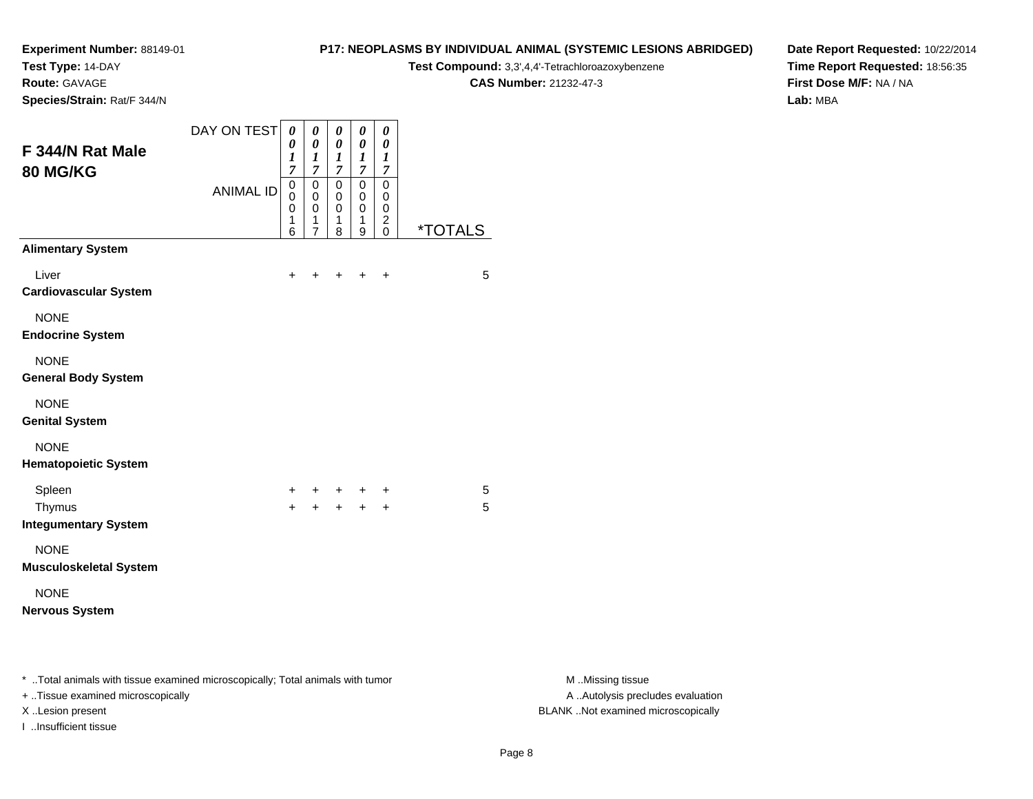**Experiment Number:** 88149-01
**Test Type:** 14-DAY
**Route:** GAVAGE
**Species/Strain:** Rat/F 344/N

**P17: NEOPLASMS BY INDIVIDUAL ANIMAL (SYSTEMIC LESIONS ABRIDGED)**
**Test Compound:** 3,3',4,4'-Tetrachloroazoxybenzene
**CAS Number:** 21232-47-3

**Date Report Requested:** 10/22/2014
**Time Report Requested:** 18:56:35
**First Dose M/F:** NA / NA
**Lab:** MBA

## F 344/N Rat Male 80 MG/KG

| DAY ON TEST | 0017 | 0017 | 0017 | 0017 | 0017 | |
|---|---|---|---|---|---|---|
| ANIMAL ID | 00016 | 00017 | 00018 | 00019 | 00020 | *TOTALS |
| **Alimentary System** | | | | | | |
| Liver | + | + | + | + | + | 5 |
| **Cardiovascular System** | | | | | | |
| NONE | | | | | | |
| **Endocrine System** | | | | | | |
| NONE | | | | | | |
| **General Body System** | | | | | | |
| NONE | | | | | | |
| **Genital System** | | | | | | |
| NONE | | | | | | |
| **Hematopoietic System** | | | | | | |
| Spleen | + | + | + | + | + | 5 |
| Thymus | + | + | + | + | + | 5 |
| **Integumentary System** | | | | | | |
| NONE | | | | | | |
| **Musculoskeletal System** | | | | | | |
| NONE | | | | | | |
| **Nervous System** | | | | | | |

* ..Total animals with tissue examined microscopically; Total animals with tumor
+ ..Tissue examined microscopically
X ..Lesion present
I ..Insufficient tissue

M ..Missing tissue
A ..Autolysis precludes evaluation
BLANK ..Not examined microscopically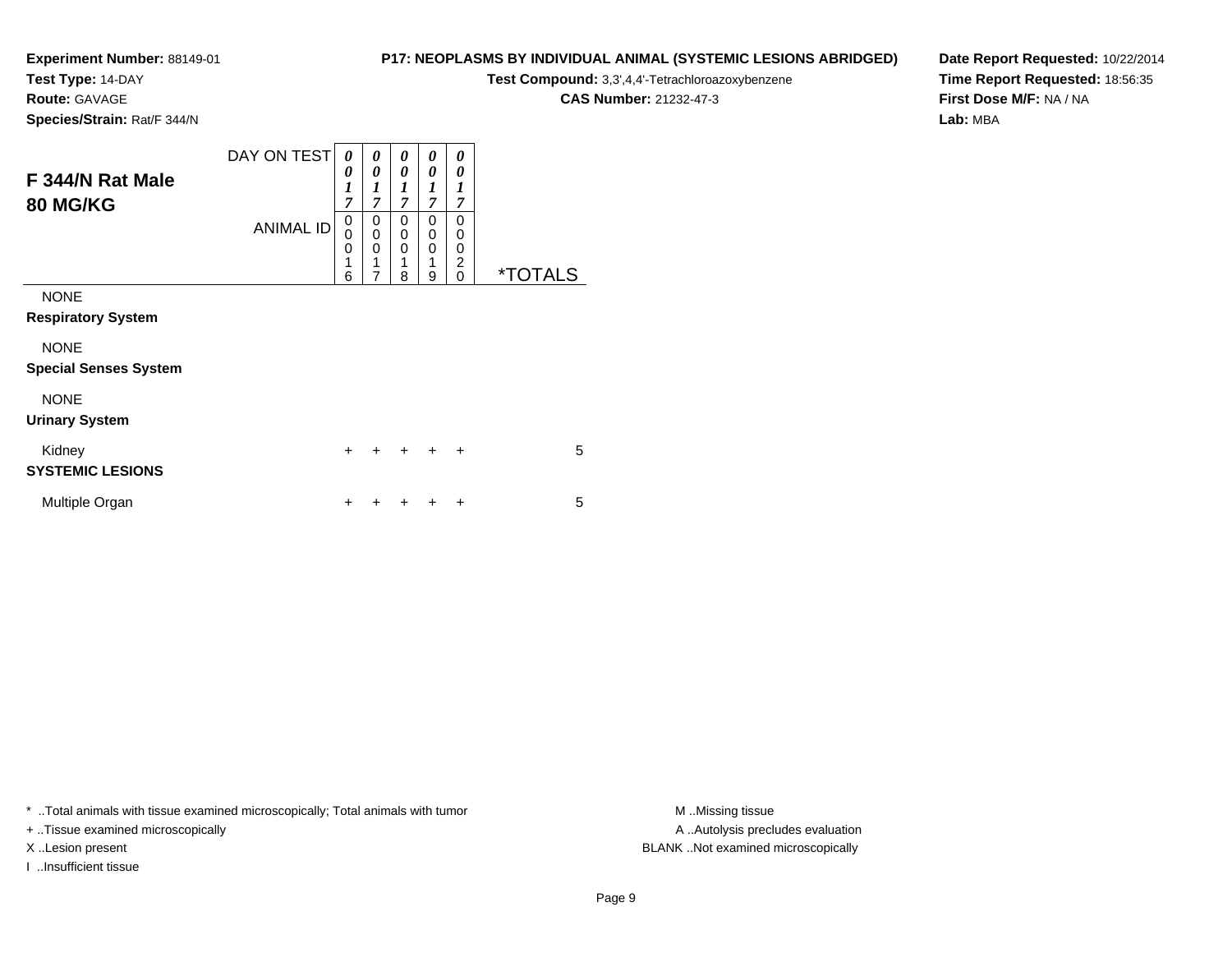**Experiment Number:** 88149-01
**Test Type:** 14-DAY
**Route:** GAVAGE
**Species/Strain:** Rat/F 344/N

**P17: NEOPLASMS BY INDIVIDUAL ANIMAL (SYSTEMIC LESIONS ABRIDGED)**
**Test Compound:** 3,3',4,4'-Tetrachloroazoxybenzene
**CAS Number:** 21232-47-3

**Date Report Requested:** 10/22/2014
**Time Report Requested:** 18:56:35
**First Dose M/F:** NA / NA
**Lab:** MBA

## F 344/N Rat Male 80 MG/KG

| | | | | | | |
|---|---|---|---|---|---|---|
| DAY ON TEST | 0017 | 0017 | 0017 | 0017 | 0017 | |
| ANIMAL ID | 00016 | 00017 | 00018 | 00019 | 00020 | *TOTALS |
| NONE | | | | | | |
| **Respiratory System** | | | | | | |
| NONE | | | | | | |
| **Special Senses System** | | | | | | |
| NONE | | | | | | |
| **Urinary System** | | | | | | |
| Kidney | + | + | + | + | + | 5 |
| **SYSTEMIC LESIONS** | | | | | | |
| Multiple Organ | + | + | + | + | + | 5 |

* ..Total animals with tissue examined microscopically; Total animals with tumor
+ ..Tissue examined microscopically
X ..Lesion present
I ..Insufficient tissue

M ..Missing tissue
A ..Autolysis precludes evaluation
BLANK ..Not examined microscopically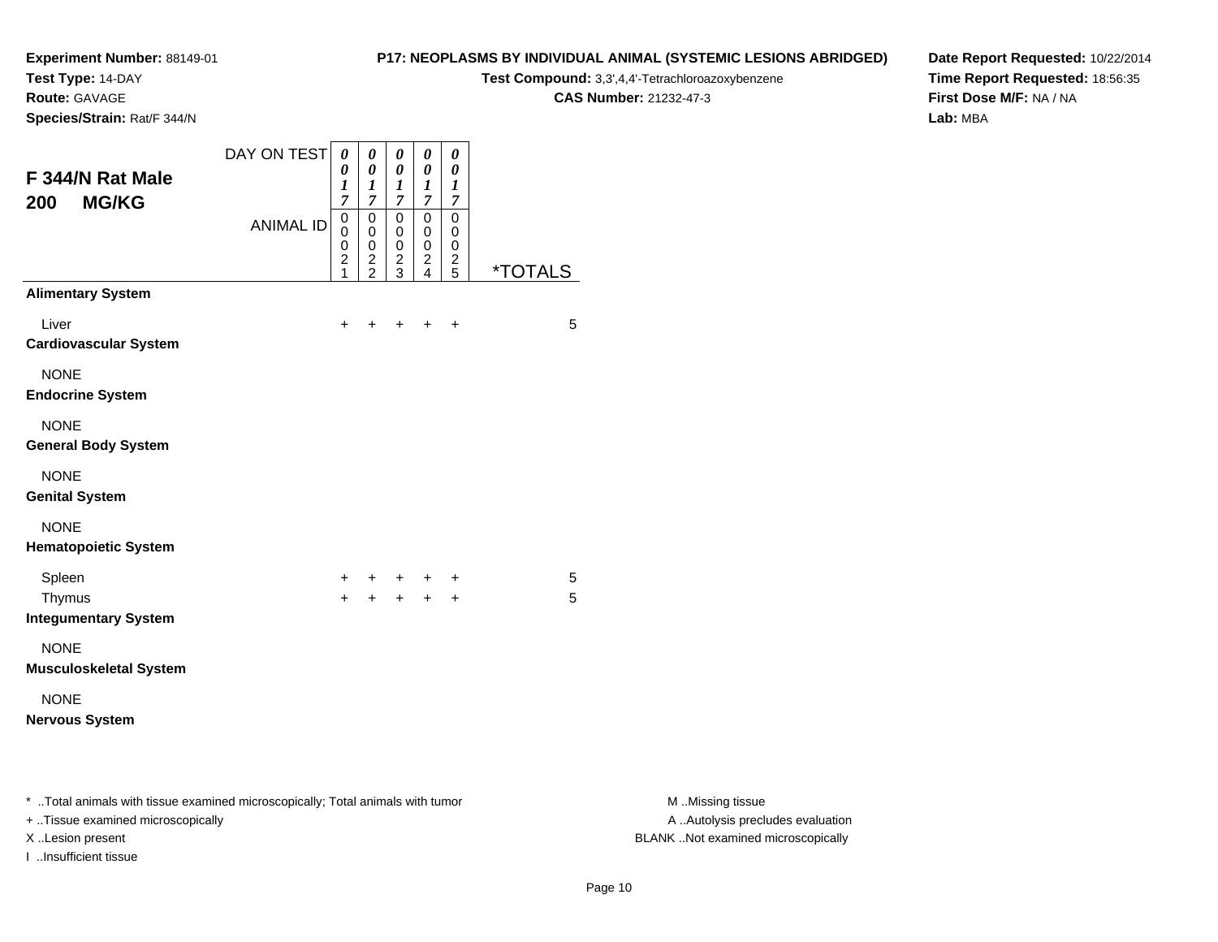**Experiment Number:** 88149-01
**Test Type:** 14-DAY
**Route:** GAVAGE
**Species/Strain:** Rat/F 344/N

**P17: NEOPLASMS BY INDIVIDUAL ANIMAL (SYSTEMIC LESIONS ABRIDGED)**
**Test Compound:** 3,3',4,4'-Tetrachloroazoxybenzene
**CAS Number:** 21232-47-3

**Date Report Requested:** 10/22/2014
**Time Report Requested:** 18:56:35
**First Dose M/F:** NA / NA
**Lab:** MBA

## F 344/N Rat Male
## 200 MG/KG

| DAY ON TEST | 0017 | 0017 | 0017 | 0017 | 0017 | |
|---|---|---|---|---|---|---|
| **ANIMAL ID** | 00021 | 00022 | 00023 | 00024 | 00025 | ***TOTALS** |
| **Alimentary System** | | | | | | |
| Liver | + | + | + | + | + | 5 |
| **Cardiovascular System** | | | | | | |
| NONE | | | | | | |
| **Endocrine System** | | | | | | |
| NONE | | | | | | |
| **General Body System** | | | | | | |
| NONE | | | | | | |
| **Genital System** | | | | | | |
| NONE | | | | | | |
| **Hematopoietic System** | | | | | | |
| Spleen | + | + | + | + | + | 5 |
| Thymus | + | + | + | + | + | 5 |
| **Integumentary System** | | | | | | |
| NONE | | | | | | |
| **Musculoskeletal System** | | | | | | |
| NONE | | | | | | |
| **Nervous System** | | | | | | |

* ..Total animals with tissue examined microscopically; Total animals with tumor
+ ..Tissue examined microscopically
X ..Lesion present
I ..Insufficient tissue

M ..Missing tissue
A ..Autolysis precludes evaluation
BLANK ..Not examined microscopically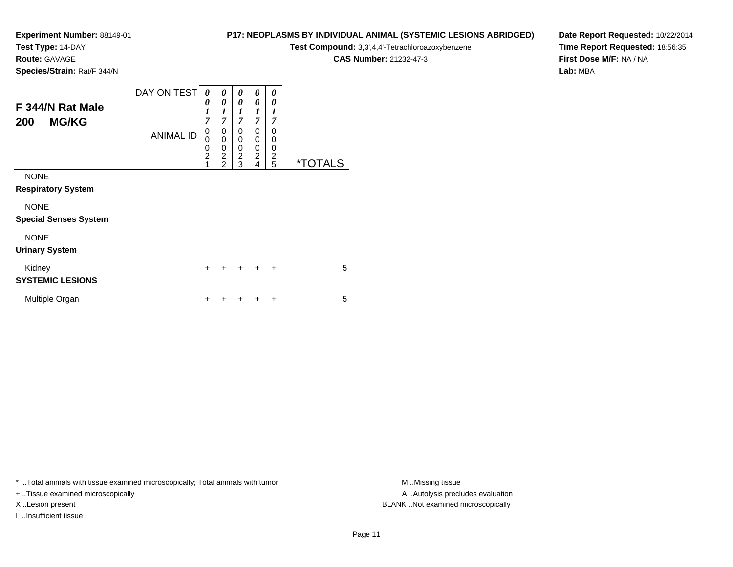**Experiment Number:** 88149-01
**Test Type:** 14-DAY
**Route:** GAVAGE
**Species/Strain:** Rat/F 344/N

**P17: NEOPLASMS BY INDIVIDUAL ANIMAL (SYSTEMIC LESIONS ABRIDGED)**
**Test Compound:** 3,3',4,4'-Tetrachloroazoxybenzene
**CAS Number:** 21232-47-3

**Date Report Requested:** 10/22/2014
**Time Report Requested:** 18:56:35
**First Dose M/F:** NA / NA
**Lab:** MBA

## F 344/N Rat Male
## 200 MG/KG

| DAY ON TEST | 0017 | 0017 | 0017 | 0017 | 0017 | |
|---|---|---|---|---|---|---|
| ANIMAL ID | 00021 | 00022 | 00023 | 00024 | 00025 | *TOTALS |
| NONE | | | | | | |
| **Respiratory System** | | | | | | |
| NONE | | | | | | |
| **Special Senses System** | | | | | | |
| NONE | | | | | | |
| **Urinary System** | | | | | | |
| Kidney | + | + | + | + | + | 5 |
| **SYSTEMIC LESIONS** | | | | | | |
| Multiple Organ | + | + | + | + | + | 5 |

* ..Total animals with tissue examined microscopically; Total animals with tumor
+ ..Tissue examined microscopically
X ..Lesion present
I ..Insufficient tissue

M ..Missing tissue
A ..Autolysis precludes evaluation
BLANK ..Not examined microscopically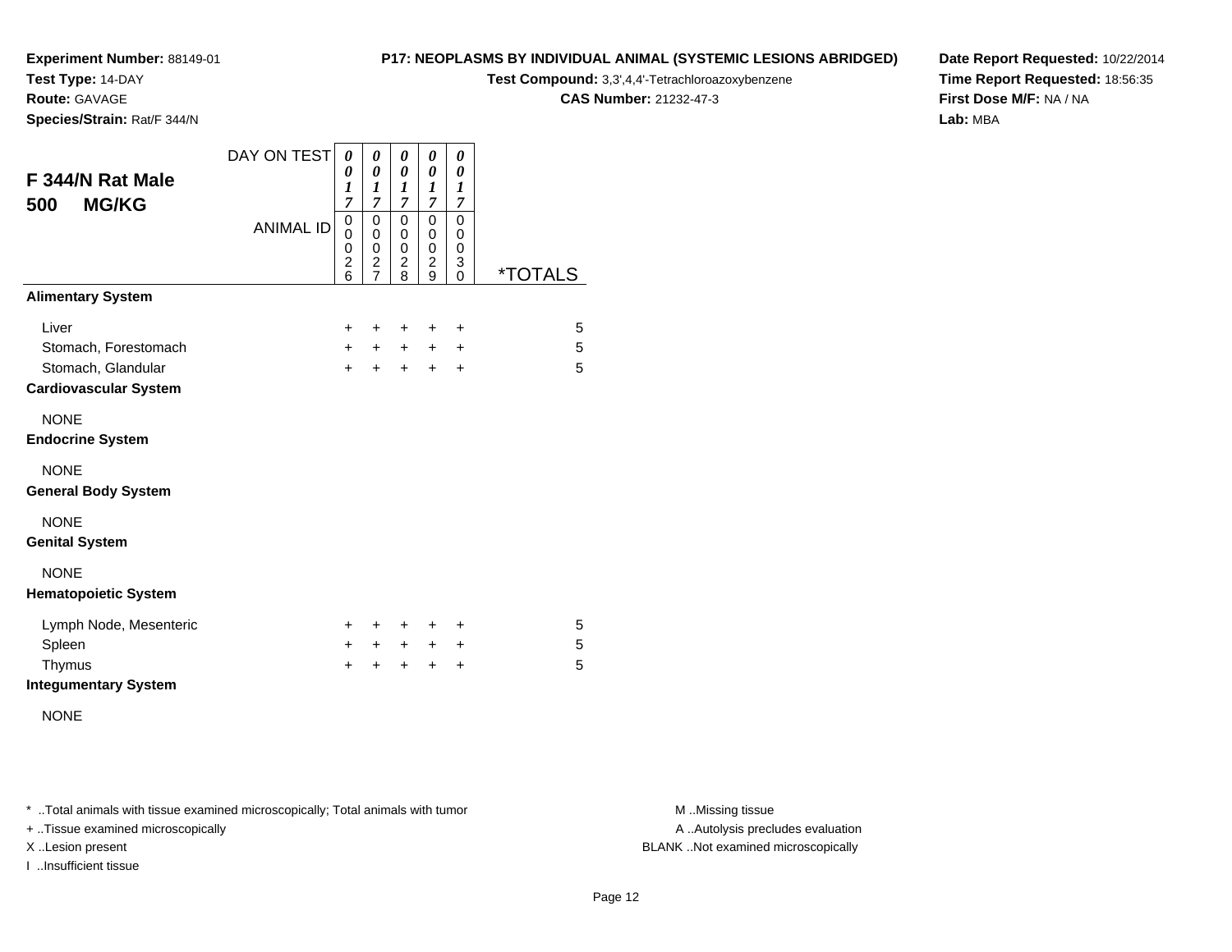**Experiment Number:** 88149-01
**Test Type:** 14-DAY
**Route:** GAVAGE
**Species/Strain:** Rat/F 344/N

**P17: NEOPLASMS BY INDIVIDUAL ANIMAL (SYSTEMIC LESIONS ABRIDGED)**
**Test Compound:** 3,3',4,4'-Tetrachloroazoxybenzene
**CAS Number:** 21232-47-3

**Date Report Requested:** 10/22/2014
**Time Report Requested:** 18:56:35
**First Dose M/F:** NA / NA
**Lab:** MBA

## F 344/N Rat Male
## 500 MG/KG

| | | | | | | |
|---|---|---|---|---|---|---|
| DAY ON TEST | 0017 | 0017 | 0017 | 0017 | 0017 | |
| ANIMAL ID | 00026 | 00027 | 00028 | 00029 | 00030 | *TOTALS |
| **Alimentary System** | | | | | | |
| Liver | + | + | + | + | + | 5 |
| Stomach, Forestomach | + | + | + | + | + | 5 |
| Stomach, Glandular | + | + | + | + | + | 5 |
| **Cardiovascular System** | | | | | | |
| NONE | | | | | | |
| **Endocrine System** | | | | | | |
| NONE | | | | | | |
| **General Body System** | | | | | | |
| NONE | | | | | | |
| **Genital System** | | | | | | |
| NONE | | | | | | |
| **Hematopoietic System** | | | | | | |
| Lymph Node, Mesenteric | + | + | + | + | + | 5 |
| Spleen | + | + | + | + | + | 5 |
| Thymus | + | + | + | + | + | 5 |
| **Integumentary System** | | | | | | |
| NONE | | | | | | |

\* ..Total animals with tissue examined microscopically; Total animals with tumor
\+ ..Tissue examined microscopically
X ..Lesion present
I ..Insufficient tissue

M ..Missing tissue
A ..Autolysis precludes evaluation
BLANK ..Not examined microscopically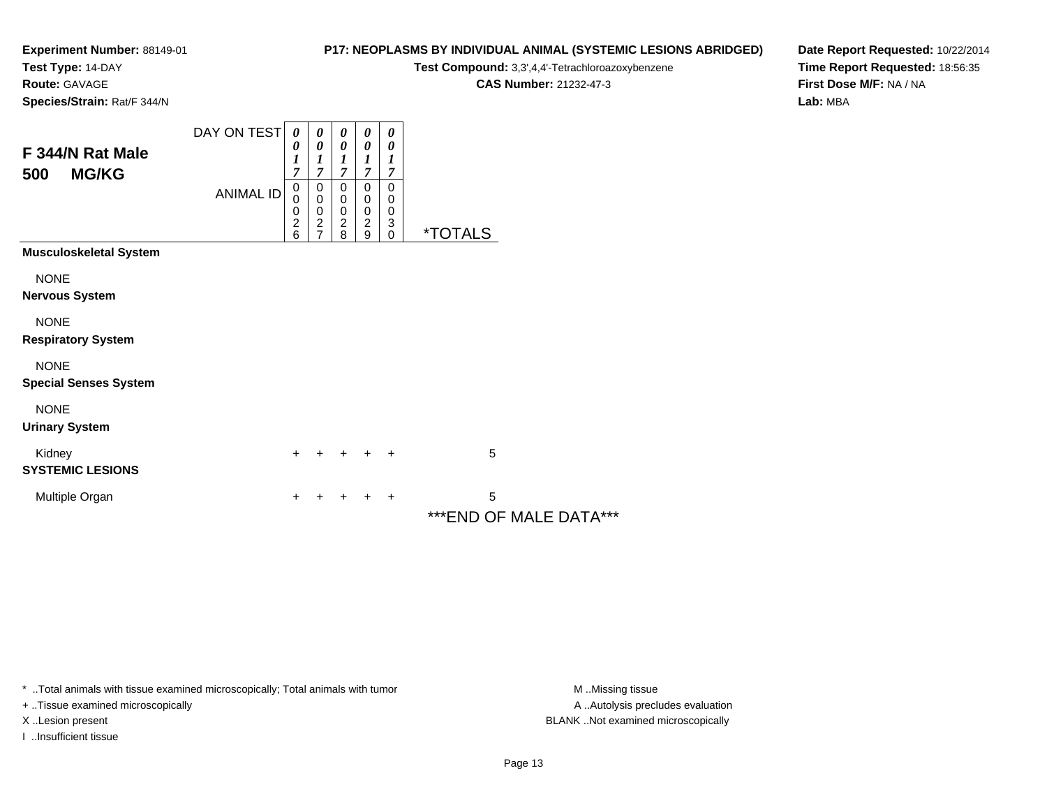**Experiment Number:** 88149-01
**Test Type:** 14-DAY
**Route:** GAVAGE
**Species/Strain:** Rat/F 344/N

**P17: NEOPLASMS BY INDIVIDUAL ANIMAL (SYSTEMIC LESIONS ABRIDGED)**
**Test Compound:** 3,3',4,4'-Tetrachloroazoxybenzene
**CAS Number:** 21232-47-3

**Date Report Requested:** 10/22/2014
**Time Report Requested:** 18:56:35
**First Dose M/F:** NA / NA
**Lab:** MBA

## F 344/N Rat Male
## 500 MG/KG

| DAY ON TEST | 0017 | 0017 | 0017 | 0017 | 0017 | |
|---|---|---|---|---|---|---|
| ANIMAL ID | 00026 | 00027 | 00028 | 00029 | 00030 | *TOTALS |
| **Musculoskeletal System** | | | | | | |
| NONE | | | | | | |
| **Nervous System** | | | | | | |
| NONE | | | | | | |
| **Respiratory System** | | | | | | |
| NONE | | | | | | |
| **Special Senses System** | | | | | | |
| NONE | | | | | | |
| **Urinary System** | | | | | | |
| Kidney | + | + | + | + | + | 5 |
| **SYSTEMIC LESIONS** | | | | | | |
| Multiple Organ | + | + | + | + | + | 5 |

***END OF MALE DATA***

* ..Total animals with tissue examined microscopically; Total animals with tumor
+ ..Tissue examined microscopically
X ..Lesion present
I ..Insufficient tissue

M ..Missing tissue
A ..Autolysis precludes evaluation
BLANK ..Not examined microscopically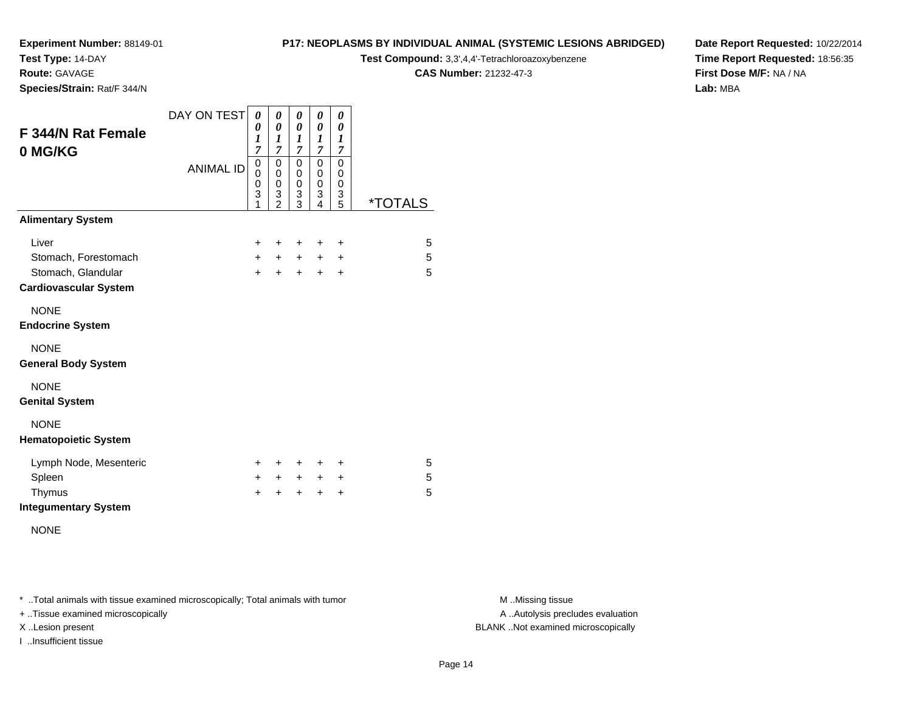**Experiment Number:** 88149-01
**Test Type:** 14-DAY
**Route:** GAVAGE
**Species/Strain:** Rat/F 344/N

**P17: NEOPLASMS BY INDIVIDUAL ANIMAL (SYSTEMIC LESIONS ABRIDGED)**
**Test Compound:** 3,3',4,4'-Tetrachloroazoxybenzene
**CAS Number:** 21232-47-3

**Date Report Requested:** 10/22/2014
**Time Report Requested:** 18:56:35
**First Dose M/F:** NA / NA
**Lab:** MBA

## F 344/N Rat Female 0 MG/KG

| DAY ON TEST | 0017 | 0017 | 0017 | 0017 | 0017 | |
|---|---|---|---|---|---|---|
| ANIMAL ID | 00031 | 00032 | 00033 | 00034 | 00035 | *TOTALS |
| **Alimentary System** | | | | | | |
| Liver | + | + | + | + | + | 5 |
| Stomach, Forestomach | + | + | + | + | + | 5 |
| Stomach, Glandular | + | + | + | + | + | 5 |
| **Cardiovascular System** | | | | | | |
| NONE | | | | | | |
| **Endocrine System** | | | | | | |
| NONE | | | | | | |
| **General Body System** | | | | | | |
| NONE | | | | | | |
| **Genital System** | | | | | | |
| NONE | | | | | | |
| **Hematopoietic System** | | | | | | |
| Lymph Node, Mesenteric | + | + | + | + | + | 5 |
| Spleen | + | + | + | + | + | 5 |
| Thymus | + | + | + | + | + | 5 |
| **Integumentary System** | | | | | | |
| NONE | | | | | | |

* ..Total animals with tissue examined microscopically; Total animals with tumor
+ ..Tissue examined microscopically
X ..Lesion present
I ..Insufficient tissue

M ..Missing tissue
A ..Autolysis precludes evaluation
BLANK ..Not examined microscopically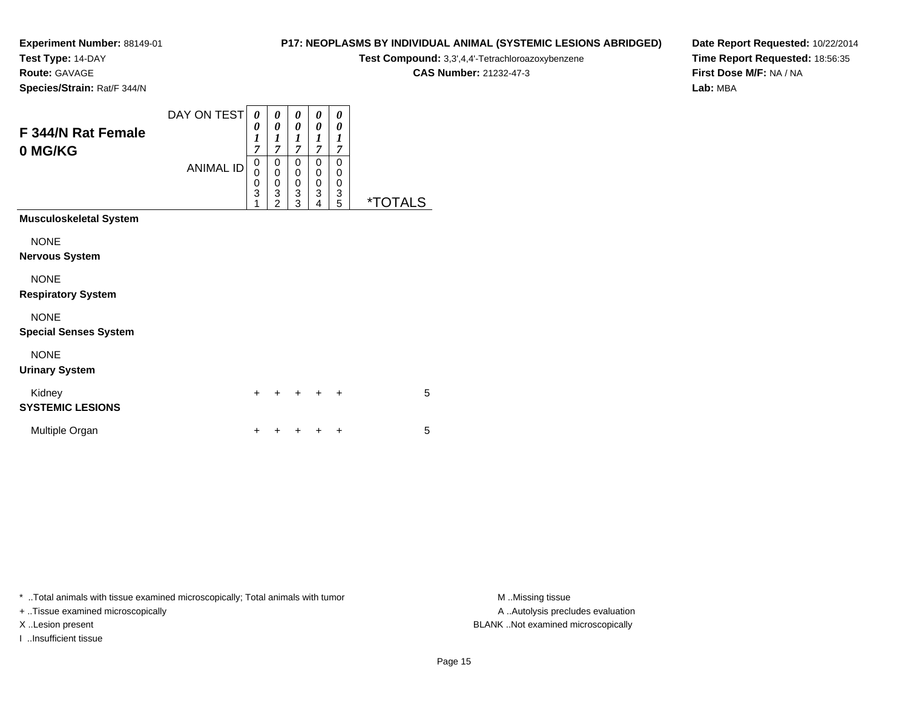**Experiment Number:** 88149-01
**Test Type:** 14-DAY
**Route:** GAVAGE
**Species/Strain:** Rat/F 344/N

**P17: NEOPLASMS BY INDIVIDUAL ANIMAL (SYSTEMIC LESIONS ABRIDGED)**
**Test Compound:** 3,3',4,4'-Tetrachloroazoxybenzene
**CAS Number:** 21232-47-3

**Date Report Requested:** 10/22/2014
**Time Report Requested:** 18:56:35
**First Dose M/F:** NA / NA
**Lab:** MBA

## F 344/N Rat Female
## 0 MG/KG

| DAY ON TEST | 0017 | 0017 | 0017 | 0017 | 0017 | |
|---|---|---|---|---|---|---|
| ANIMAL ID | 00031 | 00032 | 00033 | 00034 | 00035 | *TOTALS |
| **Musculoskeletal System** | | | | | | |
| NONE | | | | | | |
| **Nervous System** | | | | | | |
| NONE | | | | | | |
| **Respiratory System** | | | | | | |
| NONE | | | | | | |
| **Special Senses System** | | | | | | |
| NONE | | | | | | |
| **Urinary System** | | | | | | |
| Kidney | + | + | + | + | + | 5 |
| **SYSTEMIC LESIONS** | | | | | | |
| Multiple Organ | + | + | + | + | + | 5 |

* ..Total animals with tissue examined microscopically; Total animals with tumor
+ ..Tissue examined microscopically
X ..Lesion present
I ..Insufficient tissue

M ..Missing tissue
A ..Autolysis precludes evaluation
BLANK ..Not examined microscopically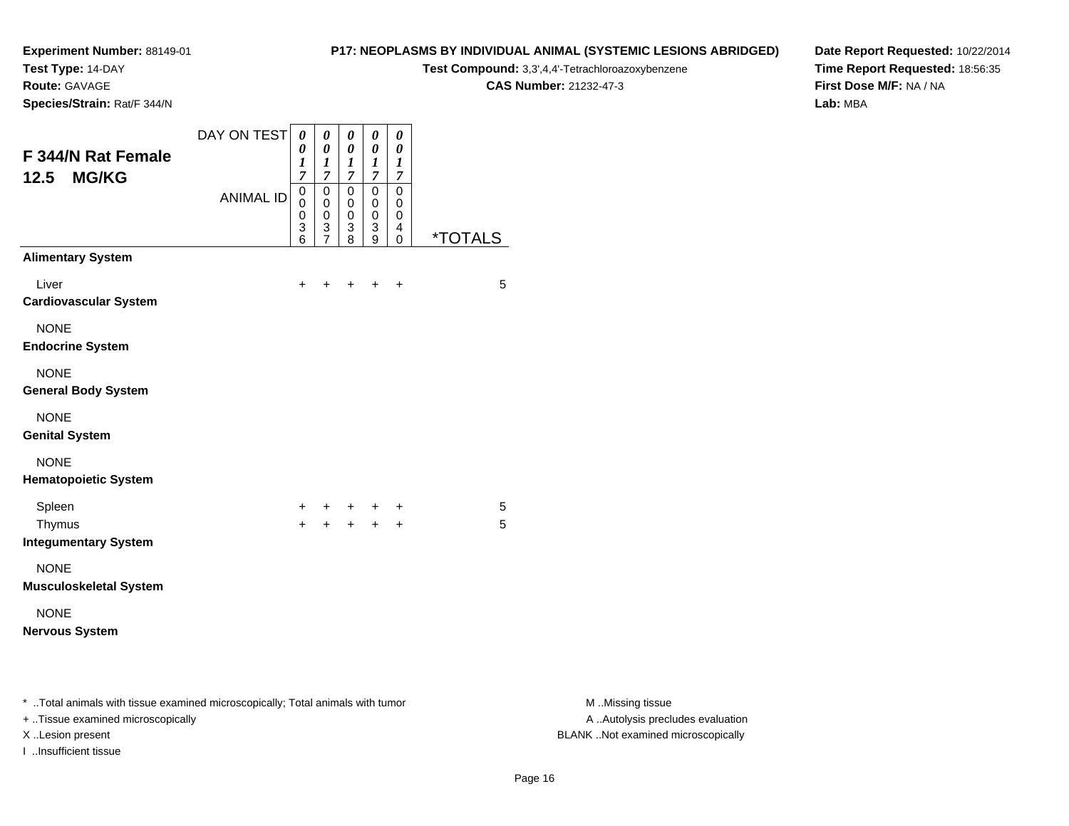**Experiment Number:** 88149-01
**Test Type:** 14-DAY
**Route:** GAVAGE
**Species/Strain:** Rat/F 344/N

**P17: NEOPLASMS BY INDIVIDUAL ANIMAL (SYSTEMIC LESIONS ABRIDGED)**
**Test Compound:** 3,3',4,4'-Tetrachloroazoxybenzene
**CAS Number:** 21232-47-3

**Date Report Requested:** 10/22/2014
**Time Report Requested:** 18:56:35
**First Dose M/F:** NA / NA
**Lab:** MBA

## F 344/N Rat Female 12.5 MG/KG

| DAY ON TEST | 0017 | 0017 | 0017 | 0017 | 0017 | |
|---|---|---|---|---|---|---|
| ANIMAL ID | 00036 | 00037 | 00038 | 00039 | 00040 | *TOTALS |
| **Alimentary System** | | | | | | |
| Liver | + | + | + | + | + | 5 |
| **Cardiovascular System** | | | | | | |
| NONE | | | | | | |
| **Endocrine System** | | | | | | |
| NONE | | | | | | |
| **General Body System** | | | | | | |
| NONE | | | | | | |
| **Genital System** | | | | | | |
| NONE | | | | | | |
| **Hematopoietic System** | | | | | | |
| Spleen | + | + | + | + | + | 5 |
| Thymus | + | + | + | + | + | 5 |
| **Integumentary System** | | | | | | |
| NONE | | | | | | |
| **Musculoskeletal System** | | | | | | |
| NONE | | | | | | |
| **Nervous System** | | | | | | |

* ..Total animals with tissue examined microscopically; Total animals with tumor
+ ..Tissue examined microscopically
X ..Lesion present
I ..Insufficient tissue

M ..Missing tissue
A ..Autolysis precludes evaluation
BLANK ..Not examined microscopically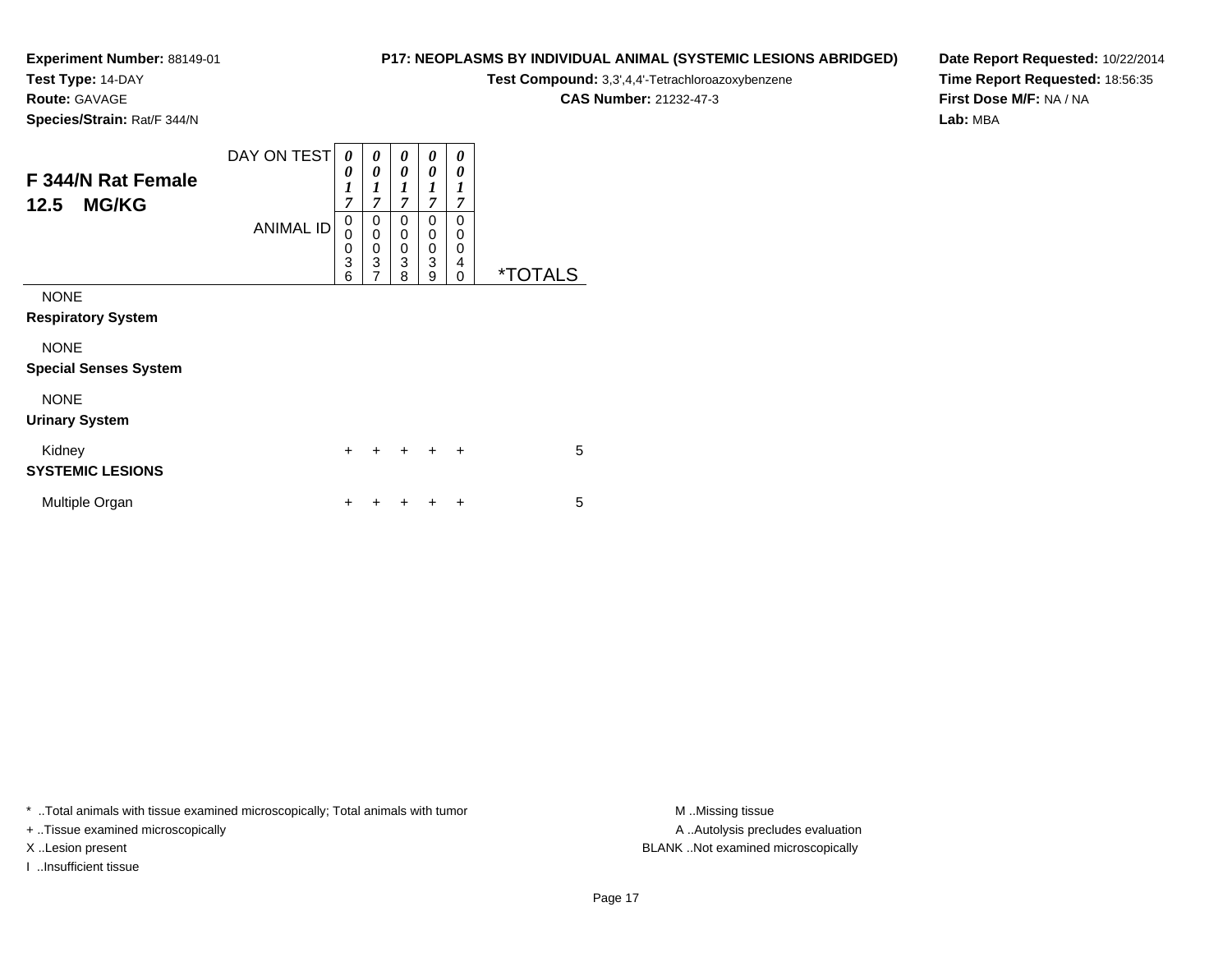**Experiment Number:** 88149-01
**Test Type:** 14-DAY
**Route:** GAVAGE
**Species/Strain:** Rat/F 344/N

**P17: NEOPLASMS BY INDIVIDUAL ANIMAL (SYSTEMIC LESIONS ABRIDGED)**
**Test Compound:** 3,3',4,4'-Tetrachloroazoxybenzene
**CAS Number:** 21232-47-3

**Date Report Requested:** 10/22/2014
**Time Report Requested:** 18:56:35
**First Dose M/F:** NA / NA
**Lab:** MBA

## F 344/N Rat Female 12.5 MG/KG

| | | | | | | |
|---|---|---|---|---|---|---|
| DAY ON TEST | 0017 | 0017 | 0017 | 0017 | 0017 | |
| ANIMAL ID | 00036 | 00037 | 00038 | 00039 | 00040 | *TOTALS |
| NONE | | | | | | |
| **Respiratory System** | | | | | | |
| NONE | | | | | | |
| **Special Senses System** | | | | | | |
| NONE | | | | | | |
| **Urinary System** | | | | | | |
| Kidney | + | + | + | + | + | 5 |
| **SYSTEMIC LESIONS** | | | | | | |
| Multiple Organ | + | + | + | + | + | 5 |

* ..Total animals with tissue examined microscopically; Total animals with tumor
+ ..Tissue examined microscopically
X ..Lesion present
I ..Insufficient tissue

M ..Missing tissue
A ..Autolysis precludes evaluation
BLANK ..Not examined microscopically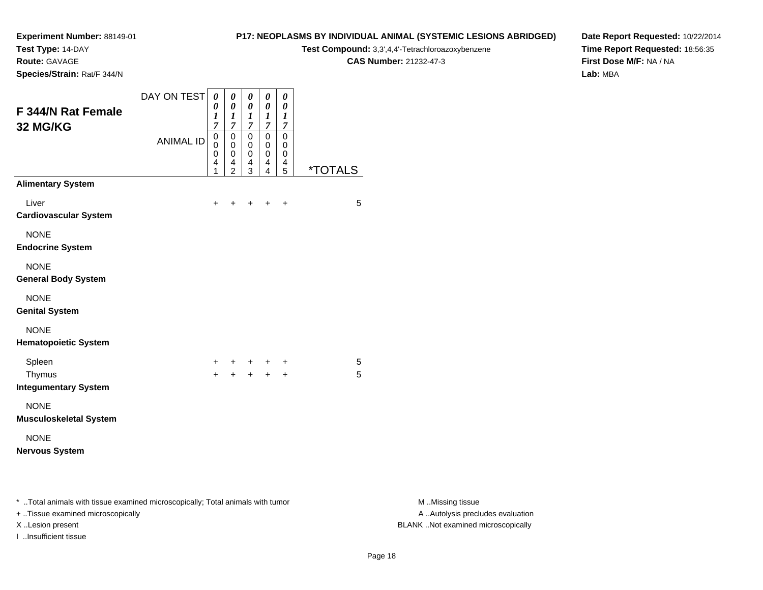**Experiment Number:** 88149-01
**Test Type:** 14-DAY
**Route:** GAVAGE
**Species/Strain:** Rat/F 344/N

**P17: NEOPLASMS BY INDIVIDUAL ANIMAL (SYSTEMIC LESIONS ABRIDGED)**
**Test Compound:** 3,3',4,4'-Tetrachloroazoxybenzene
**CAS Number:** 21232-47-3

**Date Report Requested:** 10/22/2014
**Time Report Requested:** 18:56:35
**First Dose M/F:** NA / NA
**Lab:** MBA

## F 344/N Rat Female 32 MG/KG

| DAY ON TEST | 0017 | 0017 | 0017 | 0017 | 0017 | |
|---|---|---|---|---|---|---|
| ANIMAL ID | 00041 | 00042 | 00043 | 00044 | 00045 | *TOTALS |
| **Alimentary System** | | | | | | |
| Liver | + | + | + | + | + | 5 |
| **Cardiovascular System** | | | | | | |
| NONE | | | | | | |
| **Endocrine System** | | | | | | |
| NONE | | | | | | |
| **General Body System** | | | | | | |
| NONE | | | | | | |
| **Genital System** | | | | | | |
| NONE | | | | | | |
| **Hematopoietic System** | | | | | | |
| Spleen | + | + | + | + | + | 5 |
| Thymus | + | + | + | + | + | 5 |
| **Integumentary System** | | | | | | |
| NONE | | | | | | |
| **Musculoskeletal System** | | | | | | |
| NONE | | | | | | |
| **Nervous System** | | | | | | |

* ..Total animals with tissue examined microscopically; Total animals with tumor
+ ..Tissue examined microscopically
X ..Lesion present
I ..Insufficient tissue

M ..Missing tissue
A ..Autolysis precludes evaluation
BLANK ..Not examined microscopically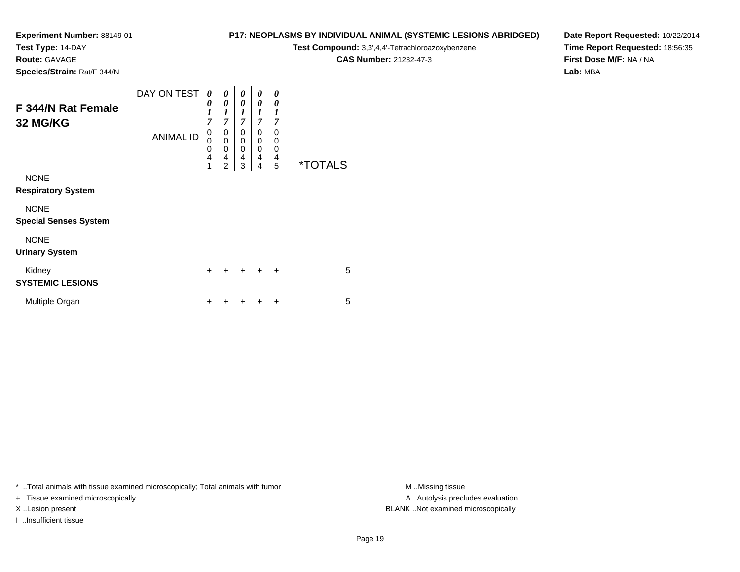**Experiment Number:** 88149-01
**Test Type:** 14-DAY
**Route:** GAVAGE
**Species/Strain:** Rat/F 344/N

**P17: NEOPLASMS BY INDIVIDUAL ANIMAL (SYSTEMIC LESIONS ABRIDGED)**
**Test Compound:** 3,3',4,4'-Tetrachloroazoxybenzene
**CAS Number:** 21232-47-3

**Date Report Requested:** 10/22/2014
**Time Report Requested:** 18:56:35
**First Dose M/F:** NA / NA
**Lab:** MBA

## F 344/N Rat Female 32 MG/KG

| DAY ON TEST | 0017 | 0017 | 0017 | 0017 | 0017 | |
|---|---|---|---|---|---|---|
| ANIMAL ID | 00041 | 00042 | 00043 | 00044 | 00045 | *TOTALS |
| NONE | | | | | | |
| **Respiratory System** | | | | | | |
| NONE | | | | | | |
| **Special Senses System** | | | | | | |
| NONE | | | | | | |
| **Urinary System** | | | | | | |
| Kidney | + | + | + | + | + | 5 |
| **SYSTEMIC LESIONS** | | | | | | |
| Multiple Organ | + | + | + | + | + | 5 |

\* ..Total animals with tissue examined microscopically; Total animals with tumor
+ ..Tissue examined microscopically
X ..Lesion present
I ..Insufficient tissue

M ..Missing tissue
A ..Autolysis precludes evaluation
BLANK ..Not examined microscopically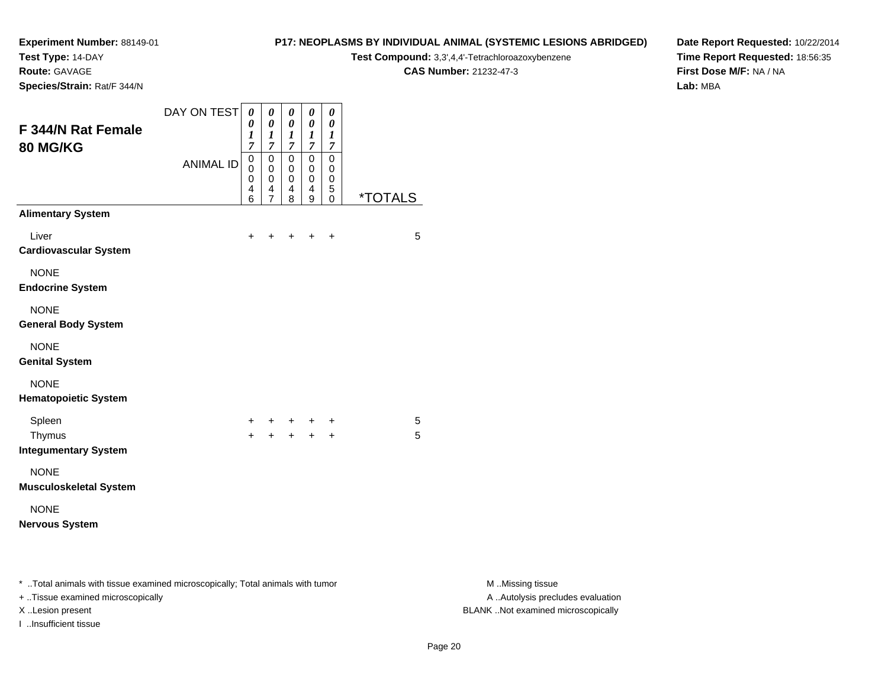**Experiment Number:** 88149-01
**Test Type:** 14-DAY
**Route:** GAVAGE
**Species/Strain:** Rat/F 344/N

**P17: NEOPLASMS BY INDIVIDUAL ANIMAL (SYSTEMIC LESIONS ABRIDGED)**
**Test Compound:** 3,3',4,4'-Tetrachloroazoxybenzene
**CAS Number:** 21232-47-3

**Date Report Requested:** 10/22/2014
**Time Report Requested:** 18:56:35
**First Dose M/F:** NA / NA
**Lab:** MBA

## F 344/N Rat Female 80 MG/KG

| DAY ON TEST | 0017 | 0017 | 0017 | 0017 | 0017 | |
|---|---|---|---|---|---|---|
| ANIMAL ID | 00046 | 00047 | 00048 | 00049 | 00050 | *TOTALS |
| **Alimentary System** | | | | | | |
| Liver | + | + | + | + | + | 5 |
| **Cardiovascular System** | | | | | | |
| NONE | | | | | | |
| **Endocrine System** | | | | | | |
| NONE | | | | | | |
| **General Body System** | | | | | | |
| NONE | | | | | | |
| **Genital System** | | | | | | |
| NONE | | | | | | |
| **Hematopoietic System** | | | | | | |
| Spleen | + | + | + | + | + | 5 |
| Thymus | + | + | + | + | + | 5 |
| **Integumentary System** | | | | | | |
| NONE | | | | | | |
| **Musculoskeletal System** | | | | | | |
| NONE | | | | | | |
| **Nervous System** | | | | | | |

* ..Total animals with tissue examined microscopically; Total animals with tumor
+ ..Tissue examined microscopically
X ..Lesion present
I ..Insufficient tissue

M ..Missing tissue
A ..Autolysis precludes evaluation
BLANK ..Not examined microscopically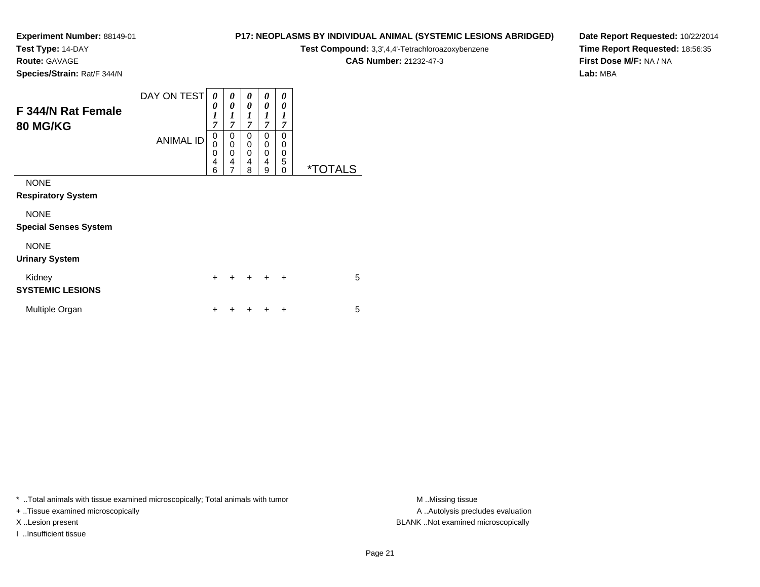**Experiment Number:** 88149-01
**Test Type:** 14-DAY
**Route:** GAVAGE
**Species/Strain:** Rat/F 344/N

**P17: NEOPLASMS BY INDIVIDUAL ANIMAL (SYSTEMIC LESIONS ABRIDGED)**
**Test Compound:** 3,3',4,4'-Tetrachloroazoxybenzene
**CAS Number:** 21232-47-3

**Date Report Requested:** 10/22/2014
**Time Report Requested:** 18:56:35
**First Dose M/F:** NA / NA
**Lab:** MBA

## F 344/N Rat Female 80 MG/KG

| DAY ON TEST | 0017 | 0017 | 0017 | 0017 | 0017 | |
|---|---|---|---|---|---|---|
| ANIMAL ID | 00046 | 00047 | 00048 | 00049 | 00050 | *TOTALS |
| NONE | | | | | | |
| **Respiratory System** | | | | | | |
| NONE | | | | | | |
| **Special Senses System** | | | | | | |
| NONE | | | | | | |
| **Urinary System** | | | | | | |
| Kidney | + | + | + | + | + | 5 |
| **SYSTEMIC LESIONS** | | | | | | |
| Multiple Organ | + | + | + | + | + | 5 |

\* ..Total animals with tissue examined microscopically; Total animals with tumor
+ ..Tissue examined microscopically
X ..Lesion present
I ..Insufficient tissue

M ..Missing tissue
A ..Autolysis precludes evaluation
BLANK ..Not examined microscopically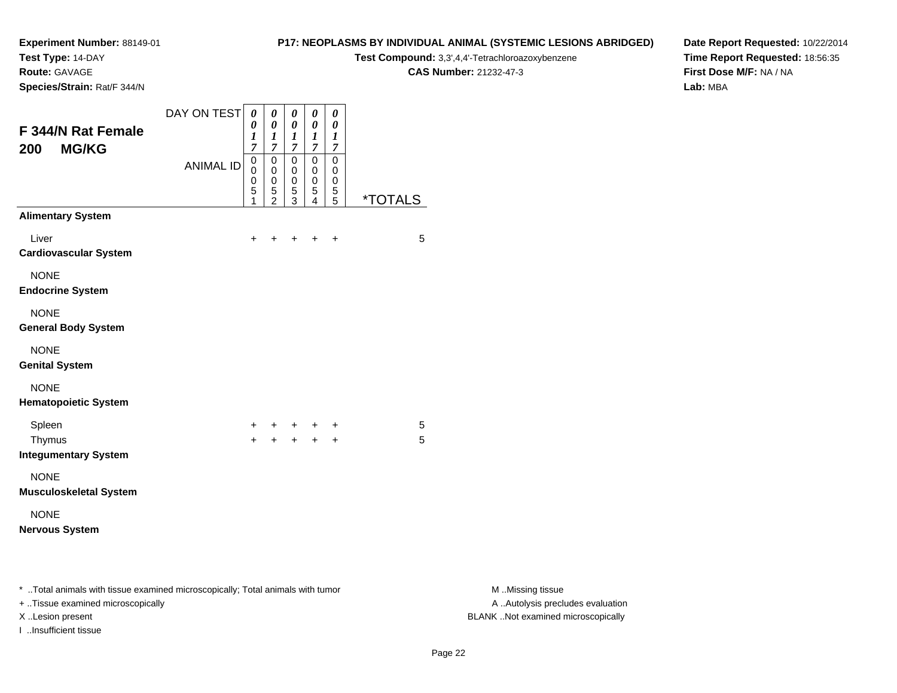**Experiment Number:** 88149-01
**Test Type:** 14-DAY
**Route:** GAVAGE
**Species/Strain:** Rat/F 344/N

**P17: NEOPLASMS BY INDIVIDUAL ANIMAL (SYSTEMIC LESIONS ABRIDGED)**
**Test Compound:** 3,3',4,4'-Tetrachloroazoxybenzene
**CAS Number:** 21232-47-3

**Date Report Requested:** 10/22/2014
**Time Report Requested:** 18:56:35
**First Dose M/F:** NA / NA
**Lab:** MBA

## F 344/N Rat Female 200 MG/KG

| DAY ON TEST | 0017 | 0017 | 0017 | 0017 | 0017 | |
|---|---|---|---|---|---|---|
| ANIMAL ID | 00051 | 00052 | 00053 | 00054 | 00055 | *TOTALS |
| **Alimentary System** | | | | | | |
| Liver | + | + | + | + | + | 5 |
| **Cardiovascular System** | | | | | | |
| NONE | | | | | | |
| **Endocrine System** | | | | | | |
| NONE | | | | | | |
| **General Body System** | | | | | | |
| NONE | | | | | | |
| **Genital System** | | | | | | |
| NONE | | | | | | |
| **Hematopoietic System** | | | | | | |
| Spleen | + | + | + | + | + | 5 |
| Thymus | + | + | + | + | + | 5 |
| **Integumentary System** | | | | | | |
| NONE | | | | | | |
| **Musculoskeletal System** | | | | | | |
| NONE | | | | | | |
| **Nervous System** | | | | | | |

* ..Total animals with tissue examined microscopically; Total animals with tumor
+ ..Tissue examined microscopically
X ..Lesion present
I ..Insufficient tissue

M ..Missing tissue
A ..Autolysis precludes evaluation
BLANK ..Not examined microscopically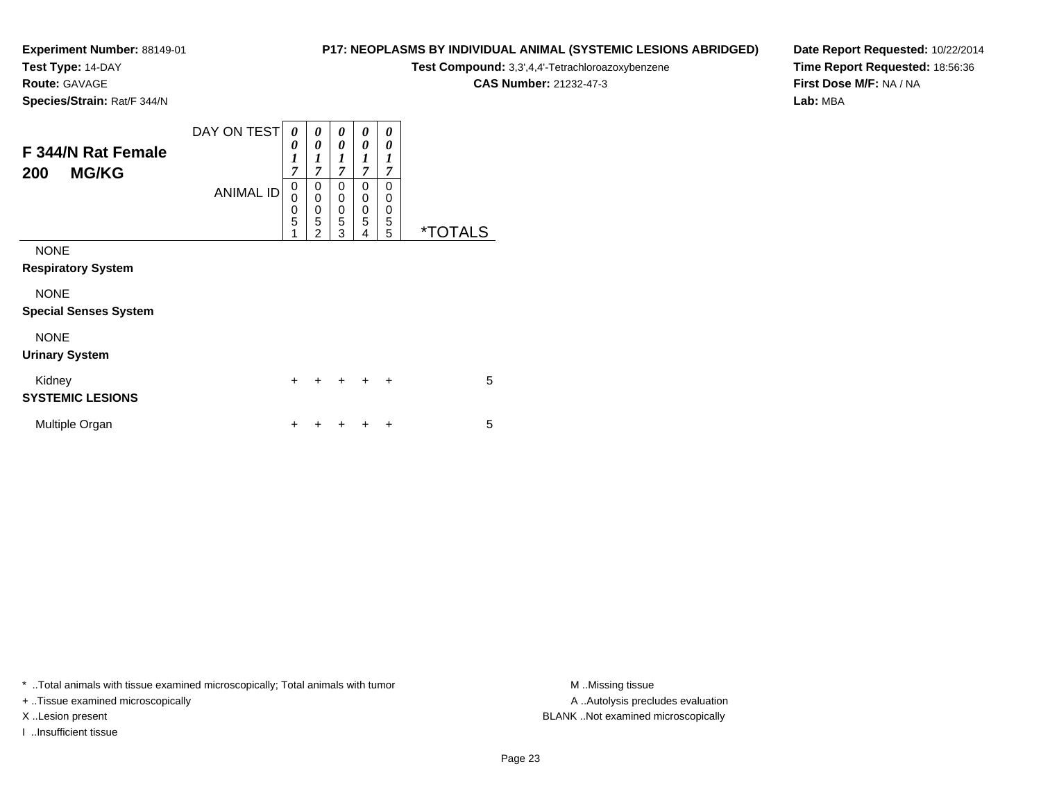**Experiment Number:** 88149-01
**Test Type:** 14-DAY
**Route:** GAVAGE
**Species/Strain:** Rat/F 344/N

**P17: NEOPLASMS BY INDIVIDUAL ANIMAL (SYSTEMIC LESIONS ABRIDGED)**
**Test Compound:** 3,3',4,4'-Tetrachloroazoxybenzene
**CAS Number:** 21232-47-3

**Date Report Requested:** 10/22/2014
**Time Report Requested:** 18:56:36
**First Dose M/F:** NA / NA
**Lab:** MBA

## F 344/N Rat Female 200 MG/KG

| DAY ON TEST | 0017 | 0017 | 0017 | 0017 | 0017 | |
|---|---|---|---|---|---|---|
| ANIMAL ID | 00051 | 00052 | 00053 | 00054 | 00055 | *TOTALS |
| NONE | | | | | | |
| **Respiratory System** | | | | | | |
| NONE | | | | | | |
| **Special Senses System** | | | | | | |
| NONE | | | | | | |
| **Urinary System** | | | | | | |
| Kidney | + | + | + | + | + | 5 |
| **SYSTEMIC LESIONS** | | | | | | |
| Multiple Organ | + | + | + | + | + | 5 |

* ..Total animals with tissue examined microscopically; Total animals with tumor
+ ..Tissue examined microscopically
X ..Lesion present
I ..Insufficient tissue

M ..Missing tissue
A ..Autolysis precludes evaluation
BLANK ..Not examined microscopically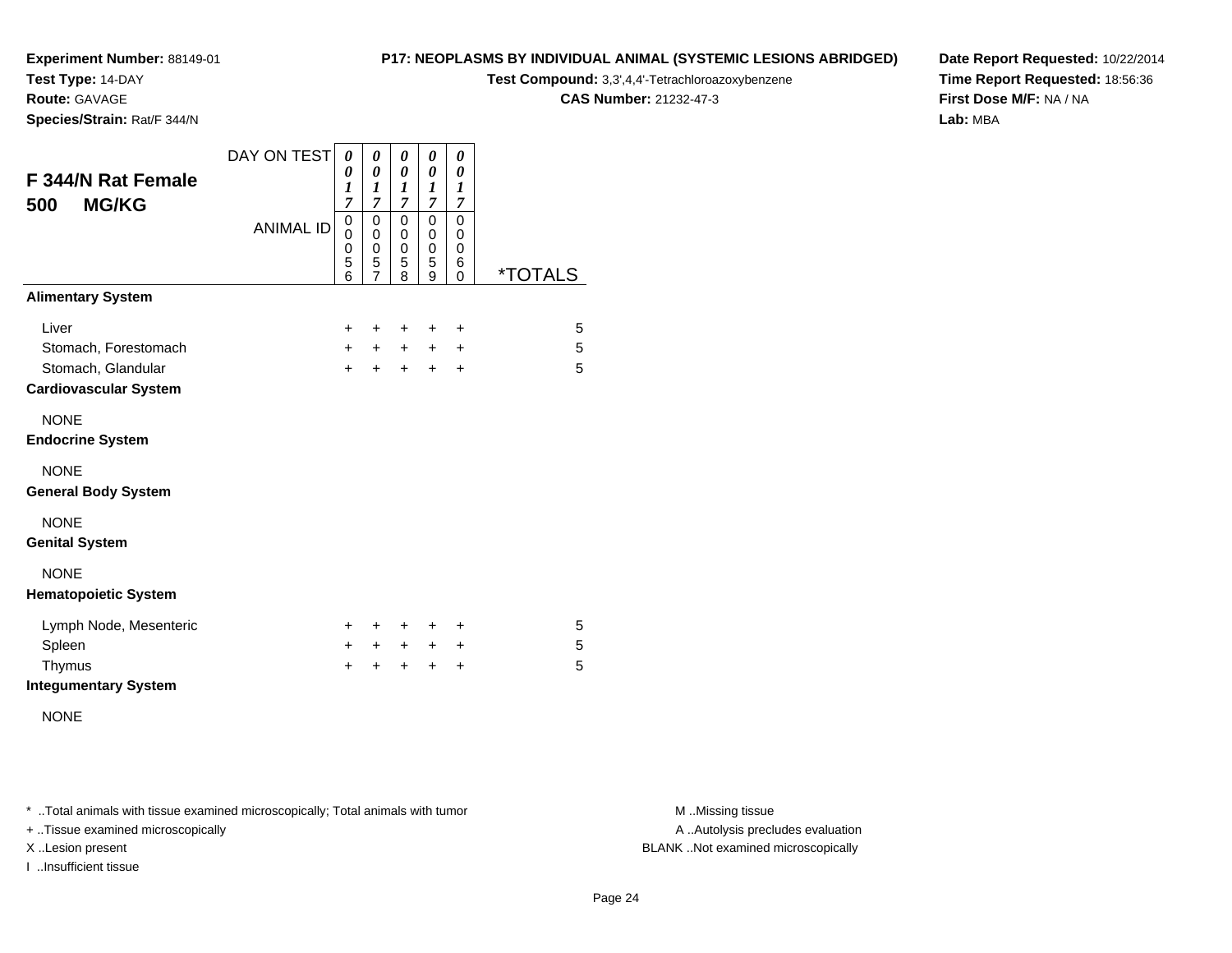**Experiment Number:** 88149-01
**Test Type:** 14-DAY
**Route:** GAVAGE
**Species/Strain:** Rat/F 344/N

**P17: NEOPLASMS BY INDIVIDUAL ANIMAL (SYSTEMIC LESIONS ABRIDGED)**
**Test Compound:** 3,3',4,4'-Tetrachloroazoxybenzene
**CAS Number:** 21232-47-3

**Date Report Requested:** 10/22/2014
**Time Report Requested:** 18:56:36
**First Dose M/F:** NA / NA
**Lab:** MBA

## F 344/N Rat Female
## 500 MG/KG

| DAY ON TEST | 0017 | 0017 | 0017 | 0017 | 0017 | |
|---|---|---|---|---|---|---|
| ANIMAL ID | 00056 | 00057 | 00058 | 00059 | 00060 | *TOTALS |
| **Alimentary System** | | | | | | |
| Liver | + | + | + | + | + | 5 |
| Stomach, Forestomach | + | + | + | + | + | 5 |
| Stomach, Glandular | + | + | + | + | + | 5 |
| **Cardiovascular System** | | | | | | |
| NONE | | | | | | |
| **Endocrine System** | | | | | | |
| NONE | | | | | | |
| **General Body System** | | | | | | |
| NONE | | | | | | |
| **Genital System** | | | | | | |
| NONE | | | | | | |
| **Hematopoietic System** | | | | | | |
| Lymph Node, Mesenteric | + | + | + | + | + | 5 |
| Spleen | + | + | + | + | + | 5 |
| Thymus | + | + | + | + | + | 5 |
| **Integumentary System** | | | | | | |
| NONE | | | | | | |

* ..Total animals with tissue examined microscopically; Total animals with tumor
+ ..Tissue examined microscopically
X ..Lesion present
I ..Insufficient tissue

M ..Missing tissue
A ..Autolysis precludes evaluation
BLANK ..Not examined microscopically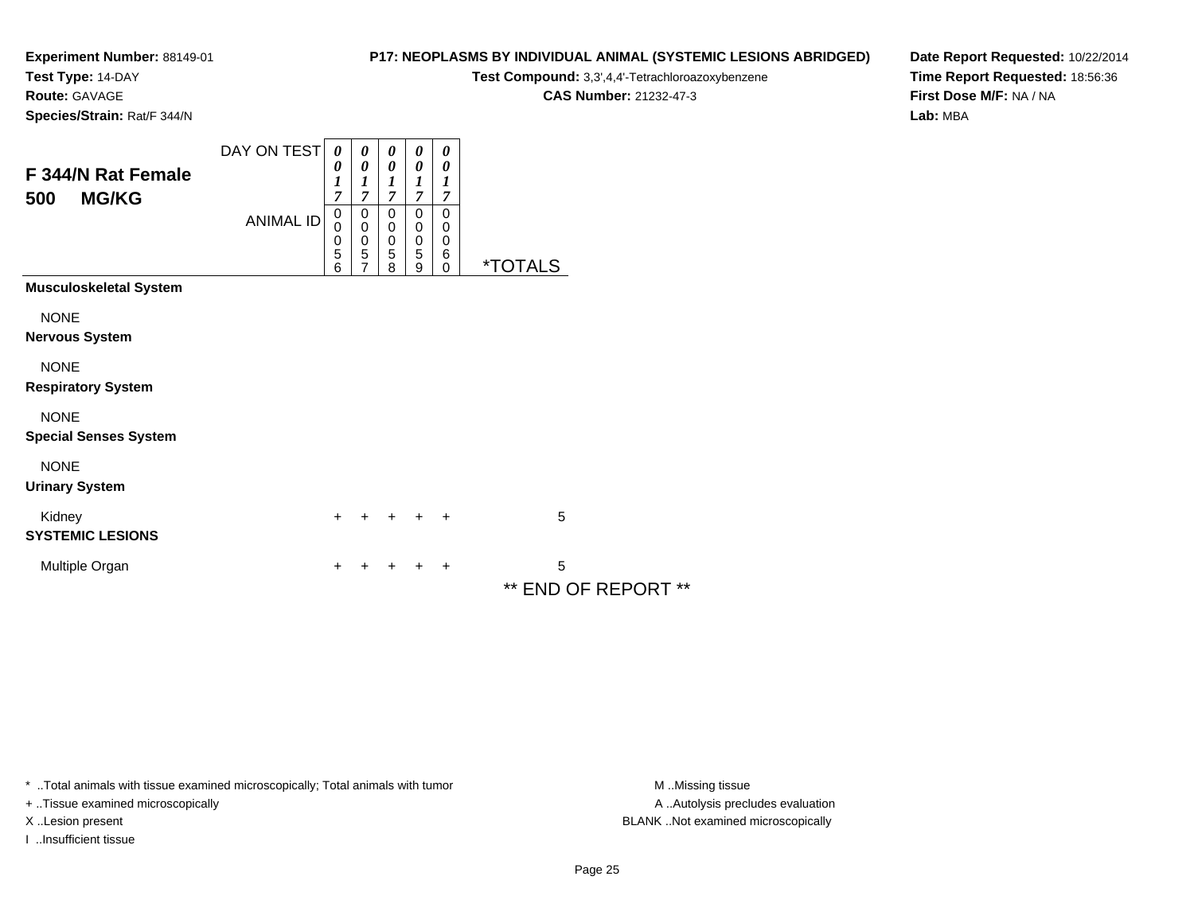**Experiment Number:** 88149-01
**Test Type:** 14-DAY
**Route:** GAVAGE
**Species/Strain:** Rat/F 344/N

**P17: NEOPLASMS BY INDIVIDUAL ANIMAL (SYSTEMIC LESIONS ABRIDGED)**
**Test Compound:** 3,3',4,4'-Tetrachloroazoxybenzene
**CAS Number:** 21232-47-3

**Date Report Requested:** 10/22/2014
**Time Report Requested:** 18:56:36
**First Dose M/F:** NA / NA
**Lab:** MBA

## F 344/N Rat Female 500 MG/KG

| DAY ON TEST | 0017 | 0017 | 0017 | 0017 | 0017 | |
|---|---|---|---|---|---|---|
| ANIMAL ID | 00056 | 00057 | 00058 | 00059 | 00060 | *TOTALS |
| **Musculoskeletal System** | | | | | | |
| NONE | | | | | | |
| **Nervous System** | | | | | | |
| NONE | | | | | | |
| **Respiratory System** | | | | | | |
| NONE | | | | | | |
| **Special Senses System** | | | | | | |
| NONE | | | | | | |
| **Urinary System** | | | | | | |
| Kidney | + | + | + | + | + | 5 |
| **SYSTEMIC LESIONS** | | | | | | |
| Multiple Organ | + | + | + | + | + | 5 |

** END OF REPORT **

* ..Total animals with tissue examined microscopically; Total animals with tumor
+ ..Tissue examined microscopically
X ..Lesion present
I ..Insufficient tissue

M ..Missing tissue
A ..Autolysis precludes evaluation
BLANK ..Not examined microscopically